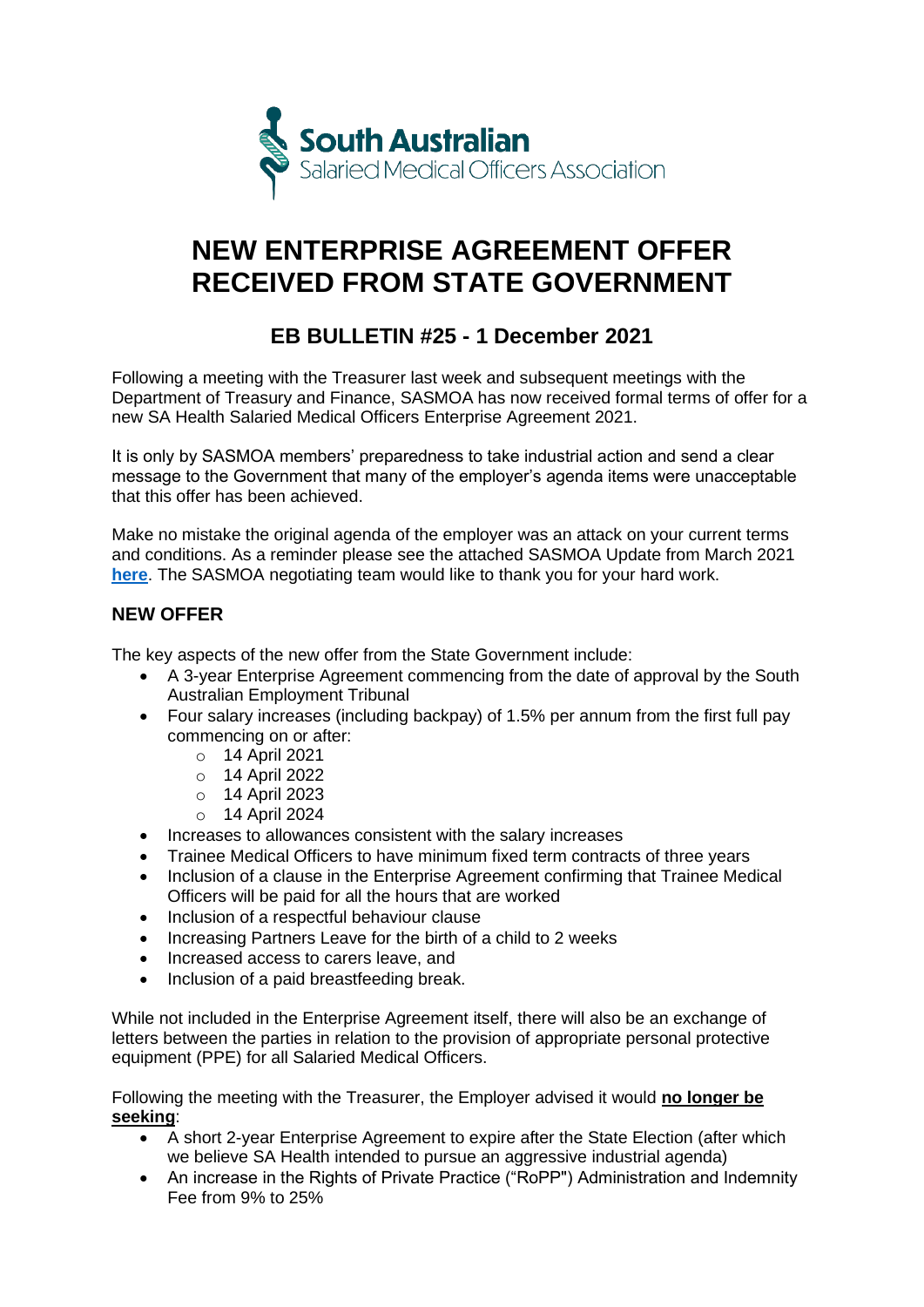South Australian
Salaried Medical Officers Association

# NEW ENTERPRISE AGREEMENT OFFER RECEIVED FROM STATE GOVERNMENT

## EB BULLETIN #25 - 1 December 2021

Following a meeting with the Treasurer last week and subsequent meetings with the Department of Treasury and Finance, SASMOA has now received formal terms of offer for a new SA Health Salaried Medical Officers Enterprise Agreement 2021.

It is only by SASMOA members' preparedness to take industrial action and send a clear message to the Government that many of the employer's agenda items were unacceptable that this offer has been achieved.

Make no mistake the original agenda of the employer was an attack on your current terms and conditions. As a reminder please see the attached SASMOA Update from March 2021 **here**. The SASMOA negotiating team would like to thank you for your hard work.

### NEW OFFER

The key aspects of the new offer from the State Government include:

- A 3-year Enterprise Agreement commencing from the date of approval by the South Australian Employment Tribunal
- Four salary increases (including backpay) of 1.5% per annum from the first full pay commencing on or after:
  - 14 April 2021
  - 14 April 2022
  - 14 April 2023
  - 14 April 2024
- Increases to allowances consistent with the salary increases
- Trainee Medical Officers to have minimum fixed term contracts of three years
- Inclusion of a clause in the Enterprise Agreement confirming that Trainee Medical Officers will be paid for all the hours that are worked
- Inclusion of a respectful behaviour clause
- Increasing Partners Leave for the birth of a child to 2 weeks
- Increased access to carers leave, and
- Inclusion of a paid breastfeeding break.

While not included in the Enterprise Agreement itself, there will also be an exchange of letters between the parties in relation to the provision of appropriate personal protective equipment (PPE) for all Salaried Medical Officers.

Following the meeting with the Treasurer, the Employer advised it would **no longer be seeking**:

- A short 2-year Enterprise Agreement to expire after the State Election (after which we believe SA Health intended to pursue an aggressive industrial agenda)
- An increase in the Rights of Private Practice ("RoPP") Administration and Indemnity Fee from 9% to 25%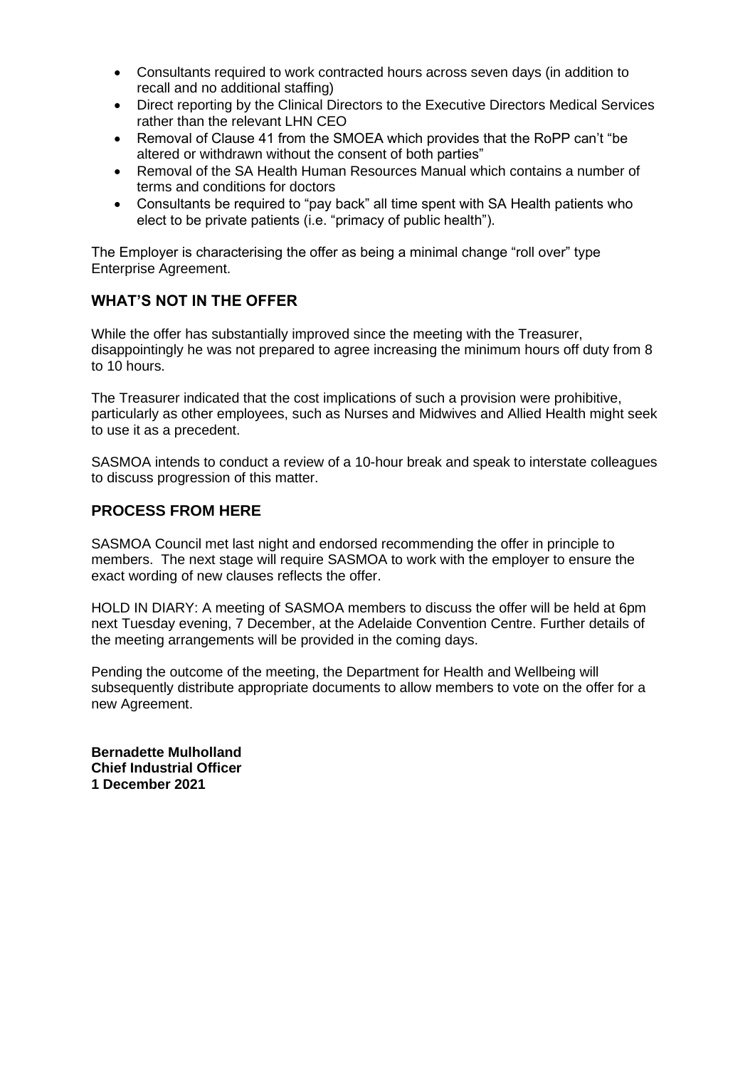- Consultants required to work contracted hours across seven days (in addition to recall and no additional staffing)
- Direct reporting by the Clinical Directors to the Executive Directors Medical Services rather than the relevant LHN CEO
- Removal of Clause 41 from the SMOEA which provides that the RoPP can't "be altered or withdrawn without the consent of both parties"
- Removal of the SA Health Human Resources Manual which contains a number of terms and conditions for doctors
- Consultants be required to "pay back" all time spent with SA Health patients who elect to be private patients (i.e. "primacy of public health").

The Employer is characterising the offer as being a minimal change "roll over" type Enterprise Agreement.

## WHAT'S NOT IN THE OFFER

While the offer has substantially improved since the meeting with the Treasurer, disappointingly he was not prepared to agree increasing the minimum hours off duty from 8 to 10 hours.

The Treasurer indicated that the cost implications of such a provision were prohibitive, particularly as other employees, such as Nurses and Midwives and Allied Health might seek to use it as a precedent.

SASMOA intends to conduct a review of a 10-hour break and speak to interstate colleagues to discuss progression of this matter.

## PROCESS FROM HERE

SASMOA Council met last night and endorsed recommending the offer in principle to members. The next stage will require SASMOA to work with the employer to ensure the exact wording of new clauses reflects the offer.

HOLD IN DIARY: A meeting of SASMOA members to discuss the offer will be held at 6pm next Tuesday evening, 7 December, at the Adelaide Convention Centre. Further details of the meeting arrangements will be provided in the coming days.

Pending the outcome of the meeting, the Department for Health and Wellbeing will subsequently distribute appropriate documents to allow members to vote on the offer for a new Agreement.

**Bernadette Mulholland**
**Chief Industrial Officer**
**1 December 2021**